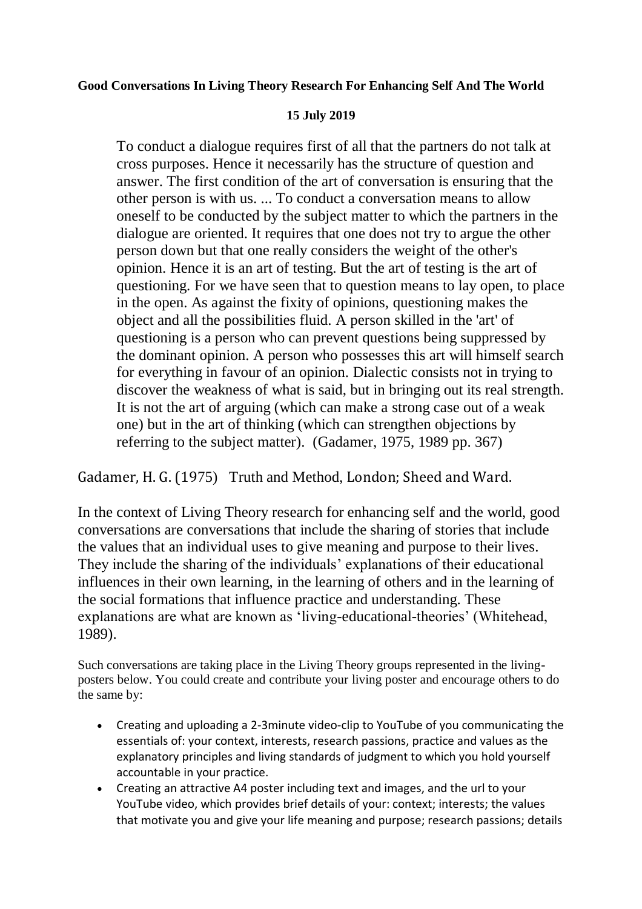**Good Conversations In Living Theory Research For Enhancing Self And The World**

**15 July 2019**

> To conduct a dialogue requires first of all that the partners do not talk at cross purposes. Hence it necessarily has the structure of question and answer. The first condition of the art of conversation is ensuring that the other person is with us. ... To conduct a conversation means to allow oneself to be conducted by the subject matter to which the partners in the dialogue are oriented. It requires that one does not try to argue the other person down but that one really considers the weight of the other's opinion. Hence it is an art of testing. But the art of testing is the art of questioning. For we have seen that to question means to lay open, to place in the open. As against the fixity of opinions, questioning makes the object and all the possibilities fluid. A person skilled in the 'art' of questioning is a person who can prevent questions being suppressed by the dominant opinion. A person who possesses this art will himself search for everything in favour of an opinion. Dialectic consists not in trying to discover the weakness of what is said, but in bringing out its real strength. It is not the art of arguing (which can make a strong case out of a weak one) but in the art of thinking (which can strengthen objections by referring to the subject matter). (Gadamer, 1975, 1989 pp. 367)

Gadamer, H. G. (1975) Truth and Method, London; Sheed and Ward.

In the context of Living Theory research for enhancing self and the world, good conversations are conversations that include the sharing of stories that include the values that an individual uses to give meaning and purpose to their lives. They include the sharing of the individuals' explanations of their educational influences in their own learning, in the learning of others and in the learning of the social formations that influence practice and understanding. These explanations are what are known as 'living-educational-theories' (Whitehead, 1989).

Such conversations are taking place in the Living Theory groups represented in the living-posters below. You could create and contribute your living poster and encourage others to do the same by:

- Creating and uploading a 2-3minute video-clip to YouTube of you communicating the essentials of: your context, interests, research passions, practice and values as the explanatory principles and living standards of judgment to which you hold yourself accountable in your practice.
- Creating an attractive A4 poster including text and images, and the url to your YouTube video, which provides brief details of your: context; interests; the values that motivate you and give your life meaning and purpose; research passions; details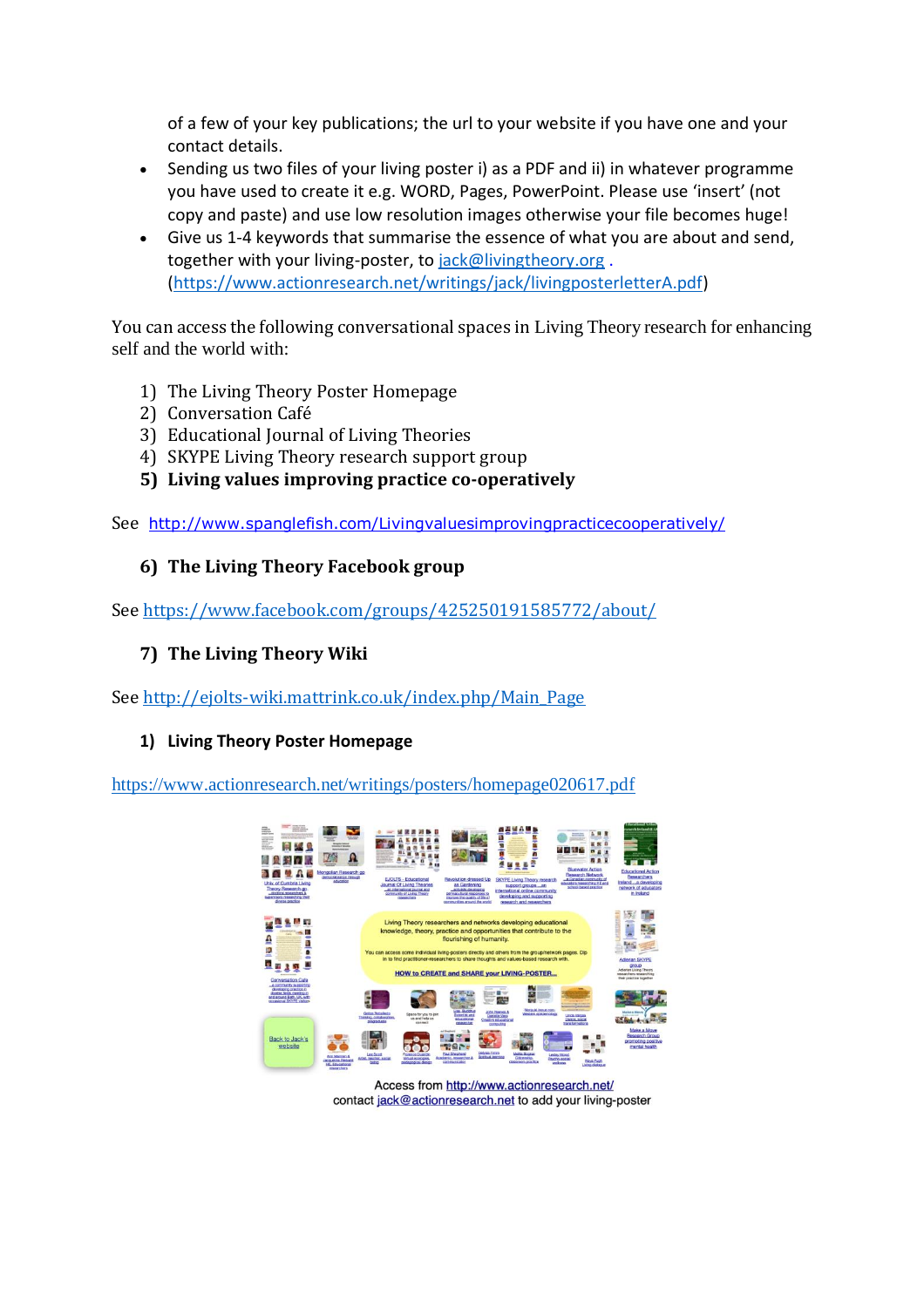of a few of your key publications; the url to your website if you have one and your contact details.

- Sending us two files of your living poster i) as a PDF and ii) in whatever programme you have used to create it e.g. WORD, Pages, PowerPoint. Please use 'insert' (not copy and paste) and use low resolution images otherwise your file becomes huge!
- Give us 1-4 keywords that summarise the essence of what you are about and send, together with your living-poster, to jack@livingtheory.org . (https://www.actionresearch.net/writings/jack/livingposterletterA.pdf)

You can access the following conversational spaces in Living Theory research for enhancing self and the world with:

1) The Living Theory Poster Homepage
2) Conversation Café
3) Educational Journal of Living Theories
4) SKYPE Living Theory research support group
5) **Living values improving practice co-operatively**

See http://www.spanglefish.com/Livingvaluesimprovingpracticecooperatively/

6) **The Living Theory Facebook group**

See https://www.facebook.com/groups/425250191585772/about/

7) **The Living Theory Wiki**

See http://ejolts-wiki.mattrink.co.uk/index.php/Main_Page

1) **Living Theory Poster Homepage**

https://www.actionresearch.net/writings/posters/homepage020617.pdf

Access from http://www.actionresearch.net/
contact jack@actionresearch.net to add your living-poster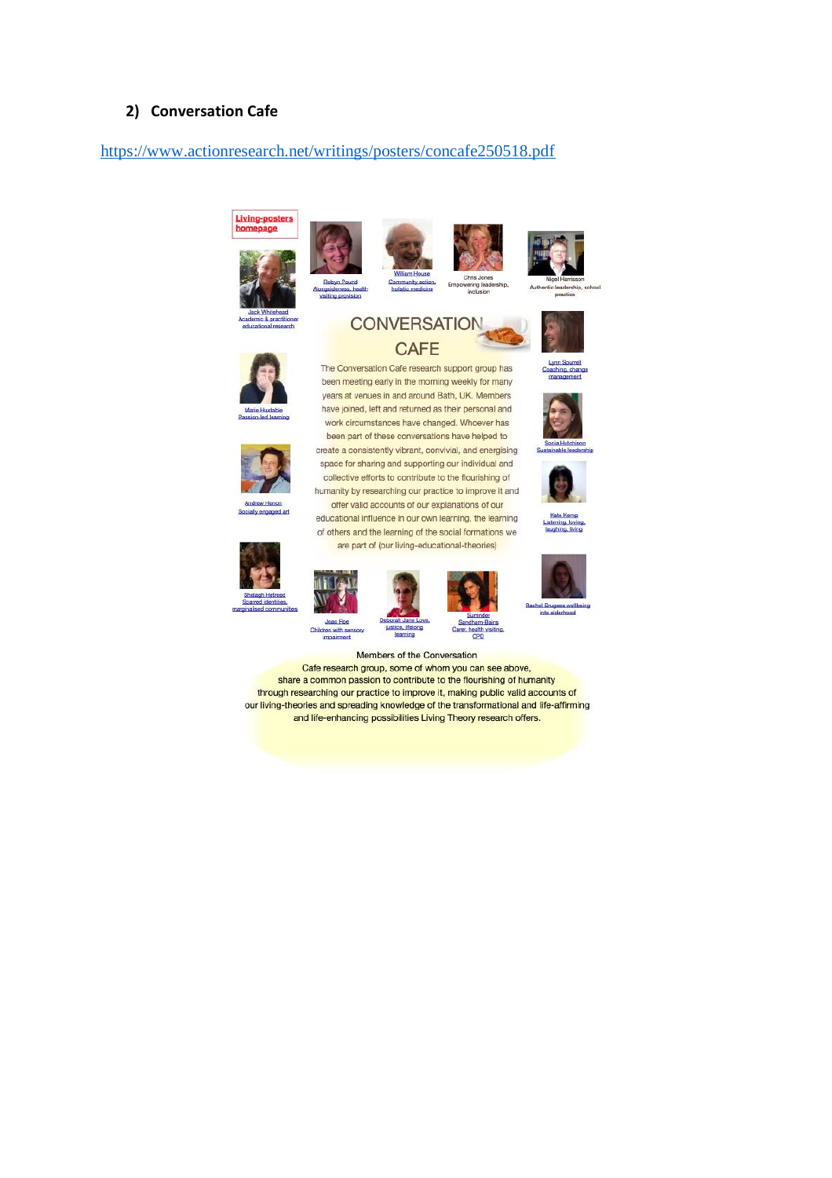## 2) Conversation Cafe

https://www.actionresearch.net/writings/posters/concafe250518.pdf

Living-posters homepage

Jack Whitehead
Academic & practitioner educational research

Robyn Pound
Alongsideness, health visiting provision

William House
Community action, holistic medicine

Chris Jones
Empowering leadership, inclusion

Nigel Harrisson
Authentic leadership, school practice

# CONVERSATION CAFE

The Conversation Cafe research support group has been meeting early in the morning weekly for many years at venues in and around Bath, UK. Members have joined, left and returned as their personal and work circumstances have changed. Whoever has been part of these conversations have helped to create a consistently vibrant, convivial, and energising space for sharing and supporting our individual and collective efforts to contribute to the flourishing of humanity by researching our practice to improve it and offer valid accounts of our explanations of our educational influence in our own learning, the learning of others and the learning of the social formations we are part of (our living-educational-theories)

Marie Huxtable
Passion-led learning

Lynn Sourrel
Coaching, change management

Sonia Hutchison
Sustainable leadership

Andrew Henon
Socially engaged art

Kate Kemp
Listening, loving, laughing, living

Shelagh Hetreed
Scarred identities, marginalised communities

Joan Poe
Children with sensory impairment

Deborah Jane Love, justice, lifelong learning

Surinder Sandham-Bains
Carer, health visiting, CPD

Rachel Brugess wellbeing into elderhood

Members of the Conversation Cafe research group, some of whom you can see above, share a common passion to contribute to the flourishing of humanity through researching our practice to improve it, making public valid accounts of our living-theories and spreading knowledge of the transformational and life-affirming and life-enhancing possibilities Living Theory research offers.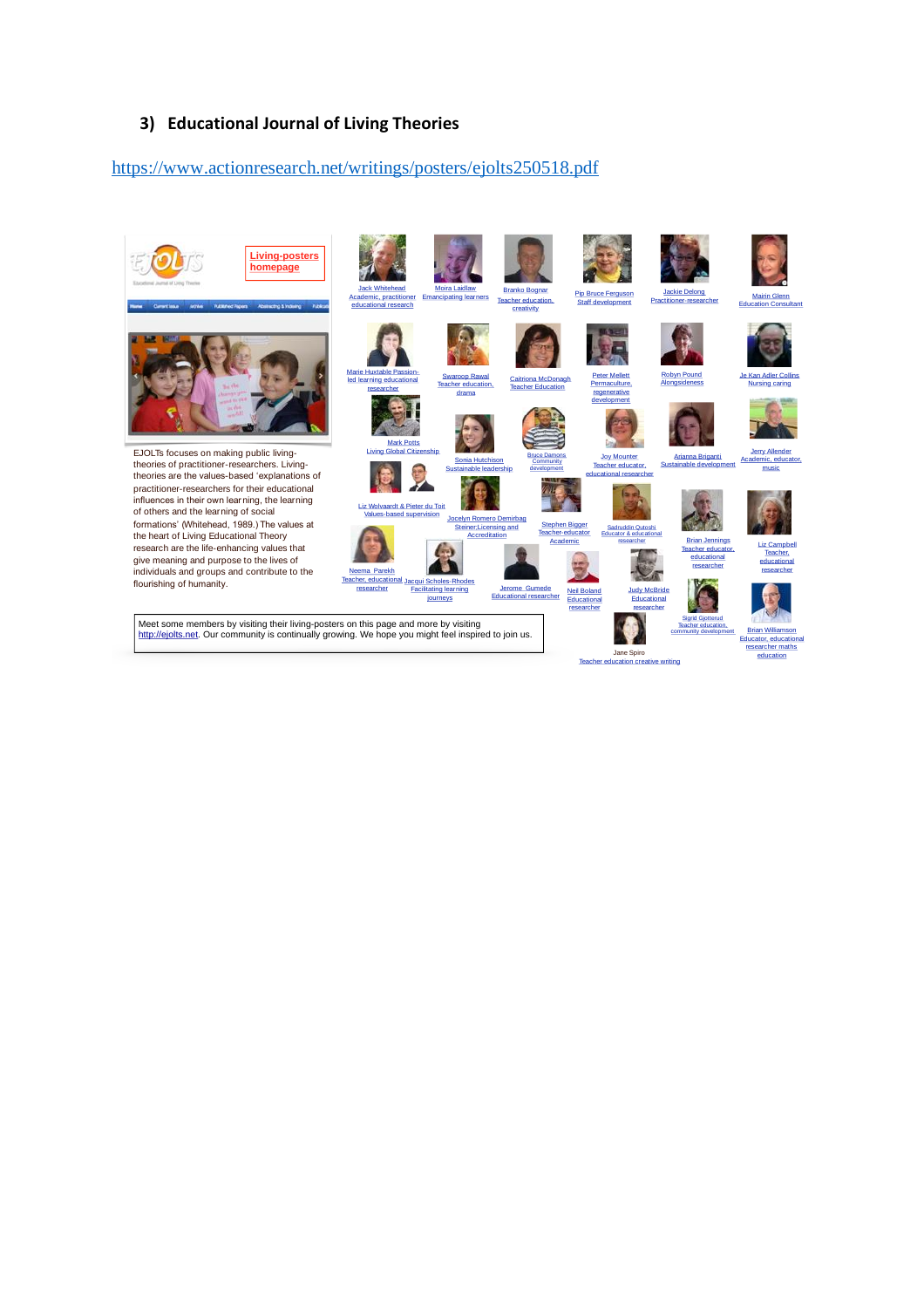### 3) Educational Journal of Living Theories

https://www.actionresearch.net/writings/posters/ejolts250518.pdf

Living-posters homepage

EJOLTs focuses on making public living-theories of practitioner-researchers. Living-theories are the values-based 'explanations of practitioner-researchers for their educational influences in their own learning, the learning of others and the learning of social formations' (Whitehead, 1989.) The values at the heart of Living Educational Theory research are the life-enhancing values that give meaning and purpose to the lives of individuals and groups and contribute to the flourishing of humanity.

Jack Whitehead Academic, practitioner educational research

Moira Laidlaw Emancipating learners

Branko Bognar Teacher education, creativity

Pip Bruce Ferguson Staff development

Jackie Delong Practitioner-researcher

Mairin Glenn Education Consultant

Marie Huxtable Passion-led learning educational researcher

Swaroop Rawal Teacher education, drama

Caitriona McDonagh Teacher Education

Peter Mellett Permaculture, regenerative development

Robyn Pound Alongsideness

Je Kan Adler Collins Nursing caring

Mark Potts Living Global Citizenship

Sonia Hutchison Sustainable leadership

Bruce Damons Community development

Joy Mounter Teacher educator, educational researcher

Arianna Briganti Sustainable development

Jerry Allender Academic, educator, music

Liz Wolvaardt & Pieter du Toit Values-based supervision

Jocelyn Romero Demirbag Steiner;Licensing and Accreditation

Stephen Bigger Teacher-educator Academic

Sadruddin Qutoshi Educator & educational researcher

Brian Jennings Teacher educator, educational researcher

Liz Campbell Teacher, educational researcher

Neema Parekh Teacher, educational researcher

Jacqui Scholes-Rhodes Facilitating learning journeys

Jerome Gumede Educational researcher

Neil Boland Educational researcher

Judy McBride Educational researcher

Sigrid Gjotterud Teacher education, community development

Brian Williamson Educator, educational researcher maths education

Jane Spiro Teacher education creative writing

Meet some members by visiting their living-posters on this page and more by visiting http://ejolts.net. Our community is continually growing. We hope you might feel inspired to join us.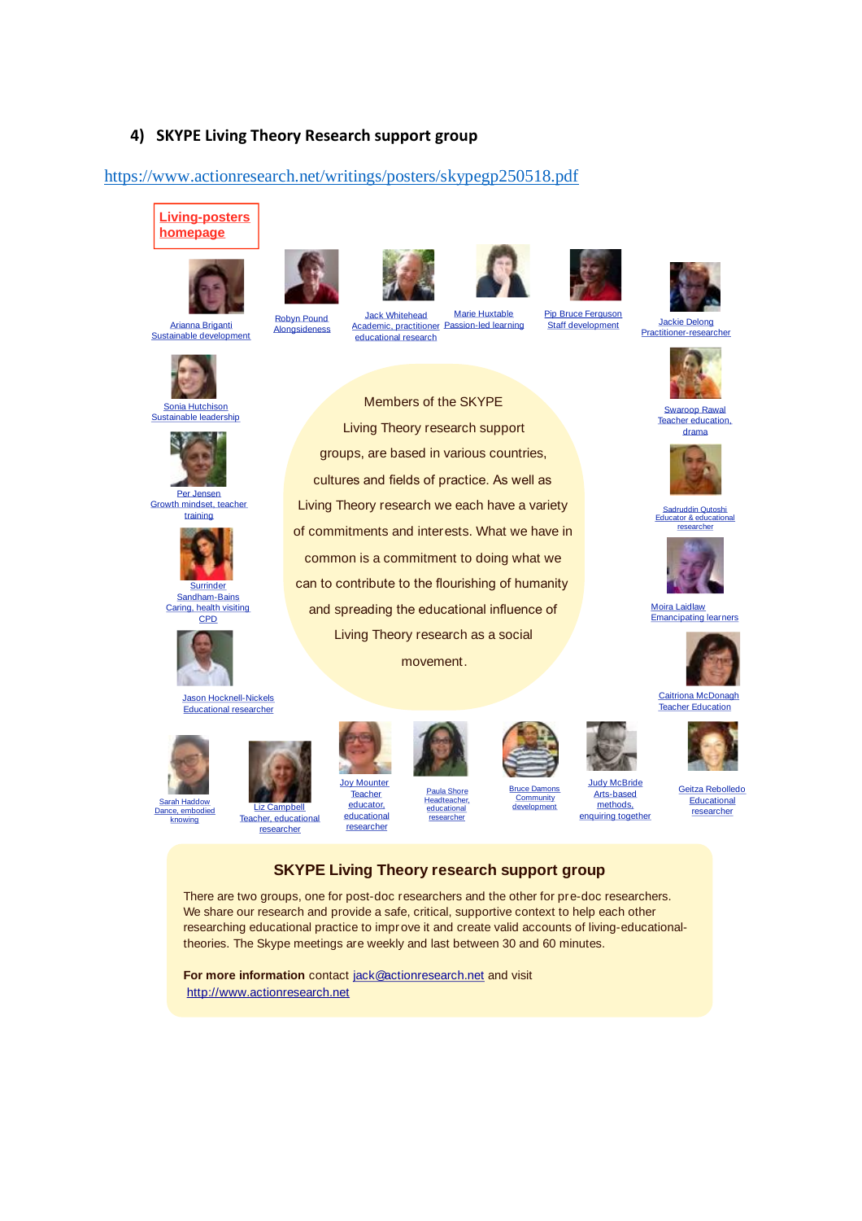## 4) SKYPE Living Theory Research support group

https://www.actionresearch.net/writings/posters/skypegp250518.pdf

**Living-posters homepage**

Arianna Briganti
Sustainable development

Robyn Pound
Alongsideness

Jack Whitehead
Academic, practitioner educational research

Marie Huxtable
Passion-led learning

Pip Bruce Ferguson
Staff development

Jackie Delong
Practitioner-researcher

Sonia Hutchison
Sustainable leadership

Swaroop Rawal
Teacher education, drama

Per Jensen
Growth mindset, teacher training

Sadruddin Qutoshi
Educator & educational researcher

Surrinder Sandham-Bains
Caring, health visiting CPD

Moira Laidlaw
Emancipating learners

Jason Hocknell-Nickels
Educational researcher

Caitriona McDonagh
Teacher Education

Members of the SKYPE Living Theory research support groups, are based in various countries, cultures and fields of practice. As well as Living Theory research we each have a variety of commitments and interests. What we have in common is a commitment to doing what we can to contribute to the flourishing of humanity and spreading the educational influence of Living Theory research as a social movement.

Sarah Haddow
Dance, embodied knowing

Liz Campbell
Teacher, educational researcher

Joy Mounter
Teacher educator, educational researcher

Paula Shore
Headteacher, educational researcher

Bruce Damons
Community development

Judy McBride
Arts-based methods, enquiring together

Geitza Rebolledo
Educational researcher

### SKYPE Living Theory research support group

There are two groups, one for post-doc researchers and the other for pre-doc researchers. We share our research and provide a safe, critical, supportive context to help each other researching educational practice to improve it and create valid accounts of living-educational-theories. The Skype meetings are weekly and last between 30 and 60 minutes.

**For more information** contact jack@actionresearch.net and visit http://www.actionresearch.net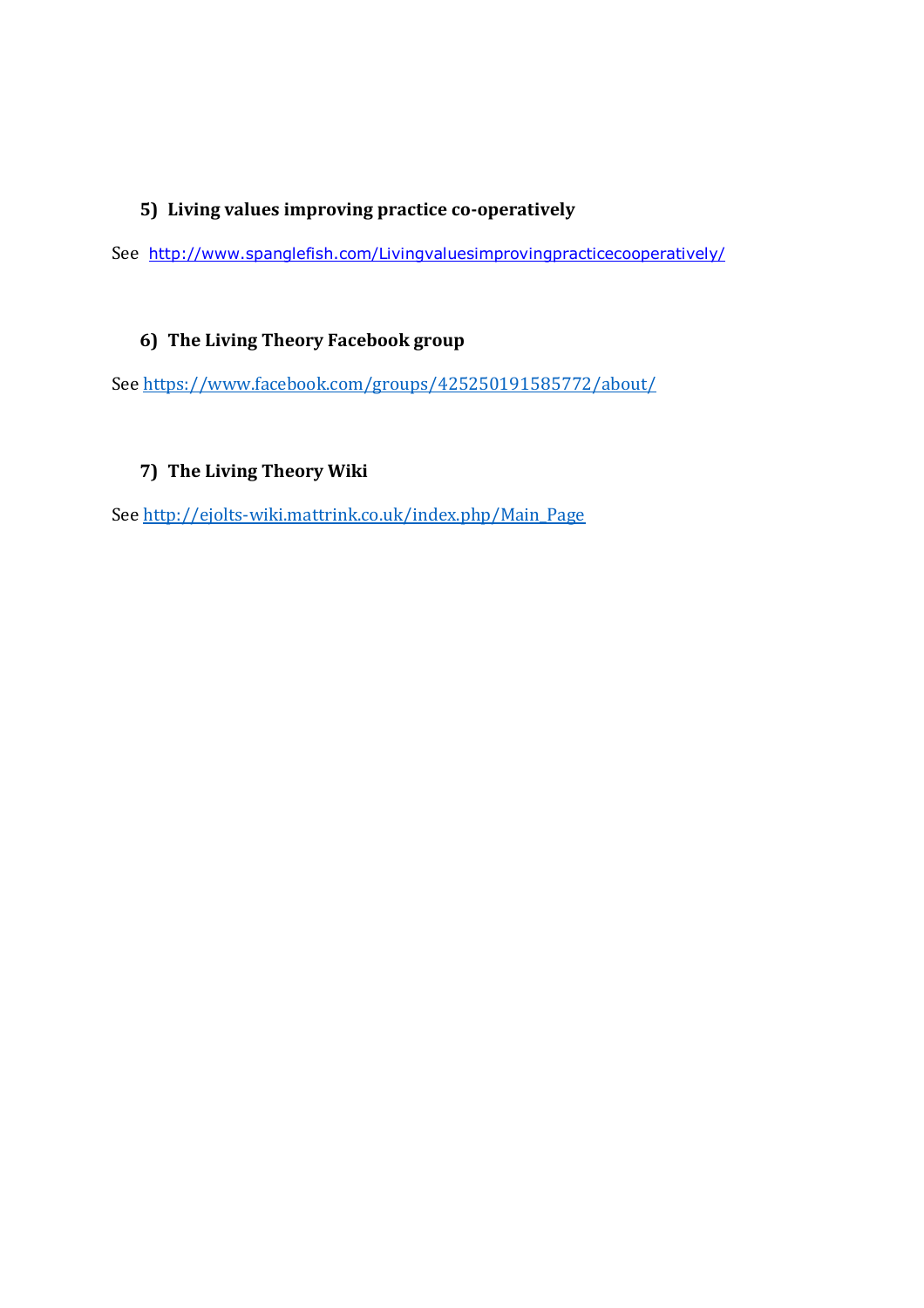5) **Living values improving practice co-operatively**

See http://www.spanglefish.com/Livingvaluesimprovingpracticecooperatively/

6) **The Living Theory Facebook group**

See https://www.facebook.com/groups/425250191585772/about/

7) **The Living Theory Wiki**

See http://ejolts-wiki.mattrink.co.uk/index.php/Main_Page